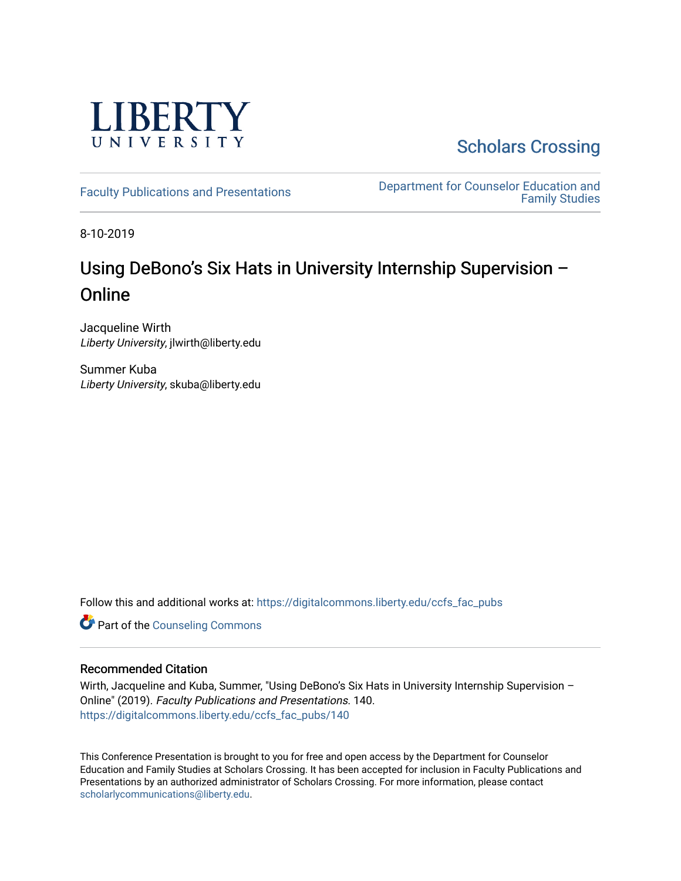LIBERTY UNIVERSITY

Scholars Crossing

Faculty Publications and Presentations

Department for Counselor Education and Family Studies

8-10-2019

# Using DeBono's Six Hats in University Internship Supervision – Online

Jacqueline Wirth
*Liberty University*, jlwirth@liberty.edu

Summer Kuba
*Liberty University*, skuba@liberty.edu

Follow this and additional works at: https://digitalcommons.liberty.edu/ccfs_fac_pubs

Part of the Counseling Commons

## Recommended Citation

Wirth, Jacqueline and Kuba, Summer, "Using DeBono's Six Hats in University Internship Supervision – Online" (2019). *Faculty Publications and Presentations*. 140.
https://digitalcommons.liberty.edu/ccfs_fac_pubs/140

This Conference Presentation is brought to you for free and open access by the Department for Counselor Education and Family Studies at Scholars Crossing. It has been accepted for inclusion in Faculty Publications and Presentations by an authorized administrator of Scholars Crossing. For more information, please contact scholarlycommunications@liberty.edu.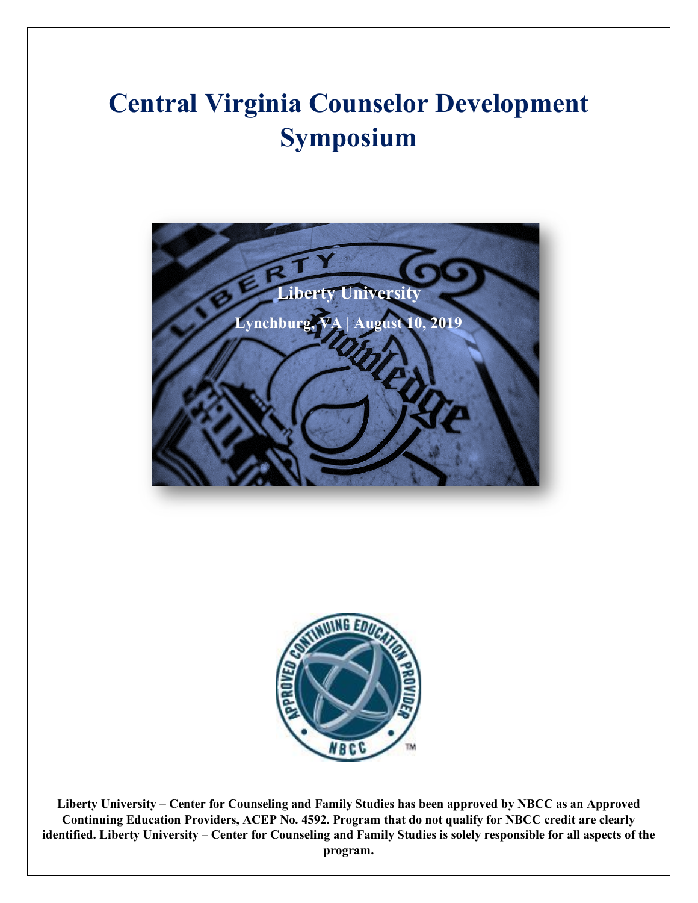# Central Virginia Counselor Development Symposium

**Liberty University**

**Lynchburg, VA | August 10, 2019**

**Liberty University – Center for Counseling and Family Studies has been approved by NBCC as an Approved Continuing Education Providers, ACEP No. 4592. Program that do not qualify for NBCC credit are clearly identified. Liberty University – Center for Counseling and Family Studies is solely responsible for all aspects of the program.**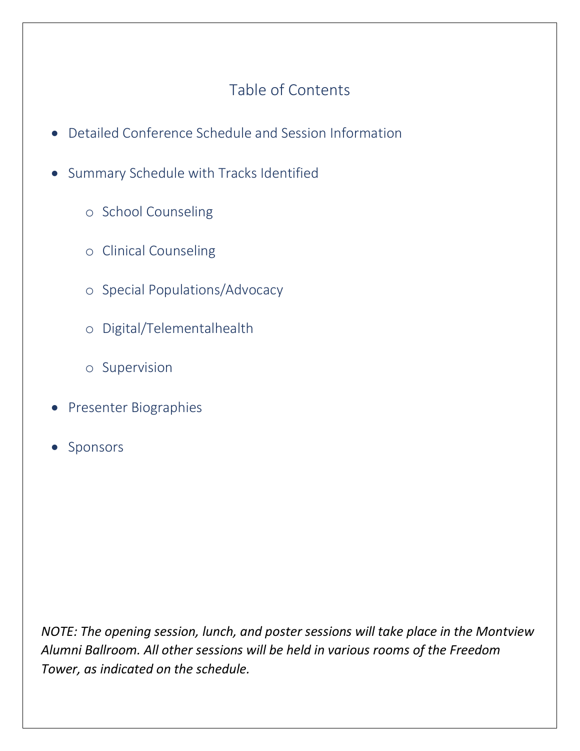# Table of Contents

- Detailed Conference Schedule and Session Information
- Summary Schedule with Tracks Identified
    - School Counseling
    - Clinical Counseling
    - Special Populations/Advocacy
    - Digital/Telementalhealth
    - Supervision
- Presenter Biographies
- Sponsors

*NOTE: The opening session, lunch, and poster sessions will take place in the Montview Alumni Ballroom. All other sessions will be held in various rooms of the Freedom Tower, as indicated on the schedule.*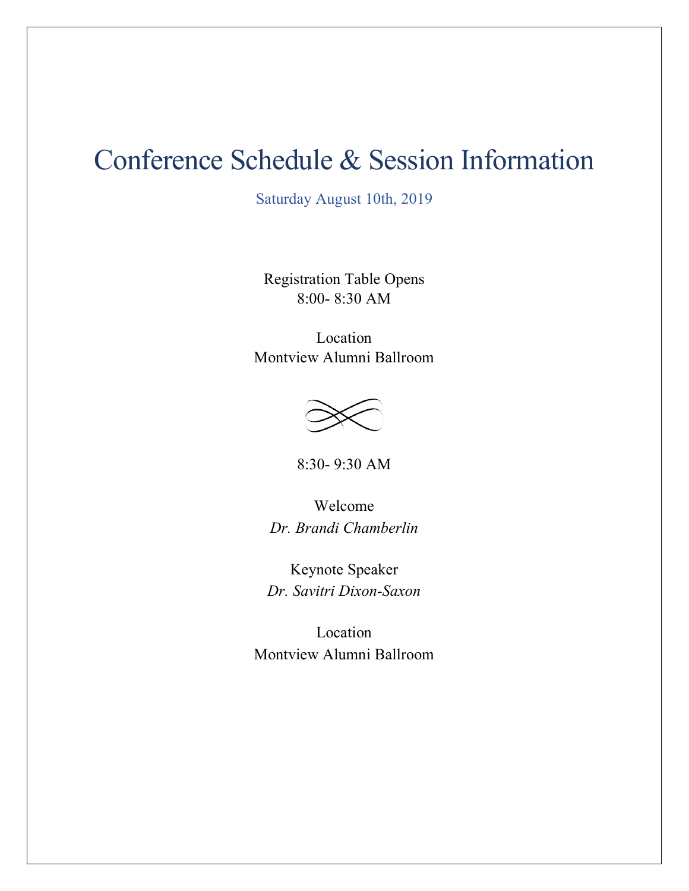# Conference Schedule & Session Information

Saturday August 10th, 2019

Registration Table Opens
8:00- 8:30 AM

Location
Montview Alumni Ballroom

8:30- 9:30 AM

Welcome
*Dr. Brandi Chamberlin*

Keynote Speaker
*Dr. Savitri Dixon-Saxon*

Location
Montview Alumni Ballroom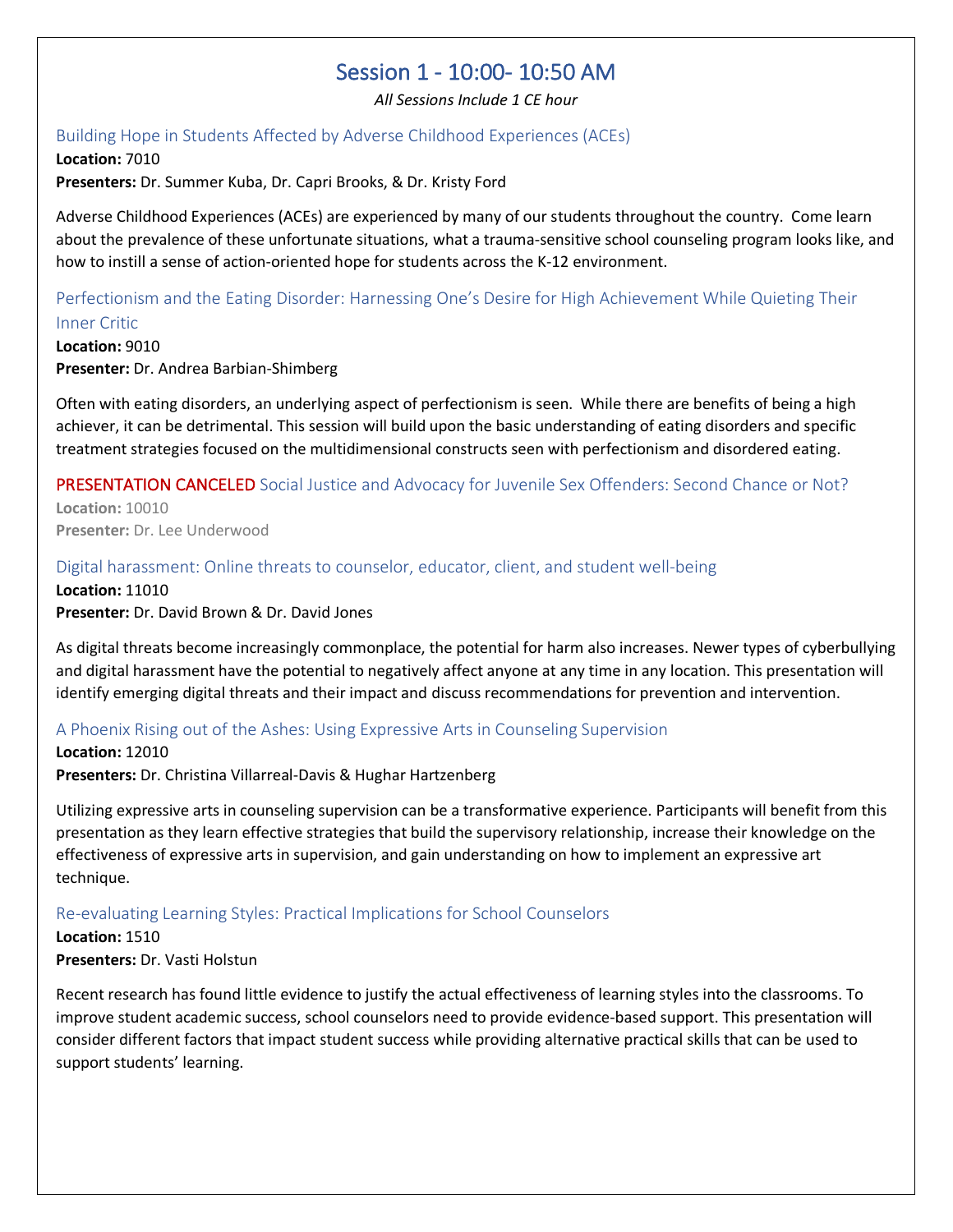# Session 1 - 10:00- 10:50 AM

*All Sessions Include 1 CE hour*

### Building Hope in Students Affected by Adverse Childhood Experiences (ACEs)

**Location:** 7010
**Presenters:** Dr. Summer Kuba, Dr. Capri Brooks, & Dr. Kristy Ford

Adverse Childhood Experiences (ACEs) are experienced by many of our students throughout the country. Come learn about the prevalence of these unfortunate situations, what a trauma-sensitive school counseling program looks like, and how to instill a sense of action-oriented hope for students across the K-12 environment.

### Perfectionism and the Eating Disorder: Harnessing One's Desire for High Achievement While Quieting Their Inner Critic

**Location:** 9010
**Presenter:** Dr. Andrea Barbian-Shimberg

Often with eating disorders, an underlying aspect of perfectionism is seen. While there are benefits of being a high achiever, it can be detrimental. This session will build upon the basic understanding of eating disorders and specific treatment strategies focused on the multidimensional constructs seen with perfectionism and disordered eating.

### PRESENTATION CANCELED Social Justice and Advocacy for Juvenile Sex Offenders: Second Chance or Not?

**Location:** 10010
**Presenter:** Dr. Lee Underwood

### Digital harassment: Online threats to counselor, educator, client, and student well-being

**Location:** 11010
**Presenter:** Dr. David Brown & Dr. David Jones

As digital threats become increasingly commonplace, the potential for harm also increases. Newer types of cyberbullying and digital harassment have the potential to negatively affect anyone at any time in any location. This presentation will identify emerging digital threats and their impact and discuss recommendations for prevention and intervention.

### A Phoenix Rising out of the Ashes: Using Expressive Arts in Counseling Supervision

**Location:** 12010
**Presenters:** Dr. Christina Villarreal-Davis & Hughar Hartzenberg

Utilizing expressive arts in counseling supervision can be a transformative experience. Participants will benefit from this presentation as they learn effective strategies that build the supervisory relationship, increase their knowledge on the effectiveness of expressive arts in supervision, and gain understanding on how to implement an expressive art technique.

### Re-evaluating Learning Styles: Practical Implications for School Counselors

**Location:** 1510
**Presenters:** Dr. Vasti Holstun

Recent research has found little evidence to justify the actual effectiveness of learning styles into the classrooms. To improve student academic success, school counselors need to provide evidence-based support. This presentation will consider different factors that impact student success while providing alternative practical skills that can be used to support students' learning.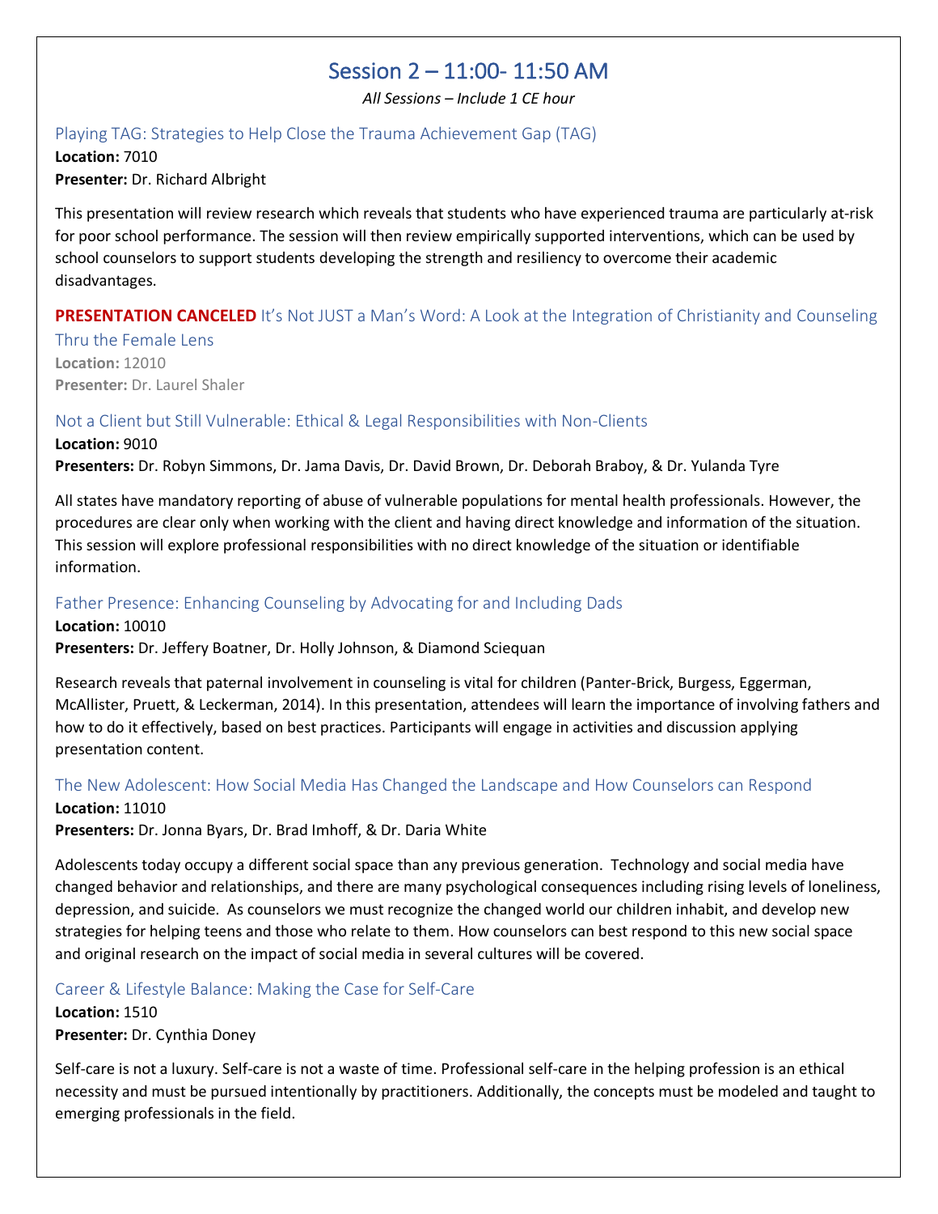# Session 2 – 11:00- 11:50 AM

*All Sessions – Include 1 CE hour*

## Playing TAG: Strategies to Help Close the Trauma Achievement Gap (TAG)

**Location:** 7010

**Presenter:** Dr. Richard Albright

This presentation will review research which reveals that students who have experienced trauma are particularly at-risk for poor school performance. The session will then review empirically supported interventions, which can be used by school counselors to support students developing the strength and resiliency to overcome their academic disadvantages.

## **PRESENTATION CANCELED** It's Not JUST a Man's Word: A Look at the Integration of Christianity and Counseling Thru the Female Lens

**Location:** 12010

**Presenter:** Dr. Laurel Shaler

## Not a Client but Still Vulnerable: Ethical & Legal Responsibilities with Non-Clients

**Location:** 9010

**Presenters:** Dr. Robyn Simmons, Dr. Jama Davis, Dr. David Brown, Dr. Deborah Braboy, & Dr. Yulanda Tyre

All states have mandatory reporting of abuse of vulnerable populations for mental health professionals. However, the procedures are clear only when working with the client and having direct knowledge and information of the situation. This session will explore professional responsibilities with no direct knowledge of the situation or identifiable information.

## Father Presence: Enhancing Counseling by Advocating for and Including Dads

**Location:** 10010

**Presenters:** Dr. Jeffery Boatner, Dr. Holly Johnson, & Diamond Sciequan

Research reveals that paternal involvement in counseling is vital for children (Panter-Brick, Burgess, Eggerman, McAllister, Pruett, & Leckerman, 2014). In this presentation, attendees will learn the importance of involving fathers and how to do it effectively, based on best practices. Participants will engage in activities and discussion applying presentation content.

## The New Adolescent: How Social Media Has Changed the Landscape and How Counselors can Respond

**Location:** 11010

**Presenters:** Dr. Jonna Byars, Dr. Brad Imhoff, & Dr. Daria White

Adolescents today occupy a different social space than any previous generation. Technology and social media have changed behavior and relationships, and there are many psychological consequences including rising levels of loneliness, depression, and suicide. As counselors we must recognize the changed world our children inhabit, and develop new strategies for helping teens and those who relate to them. How counselors can best respond to this new social space and original research on the impact of social media in several cultures will be covered.

## Career & Lifestyle Balance: Making the Case for Self-Care

**Location:** 1510

**Presenter:** Dr. Cynthia Doney

Self-care is not a luxury. Self-care is not a waste of time. Professional self-care in the helping profession is an ethical necessity and must be pursued intentionally by practitioners. Additionally, the concepts must be modeled and taught to emerging professionals in the field.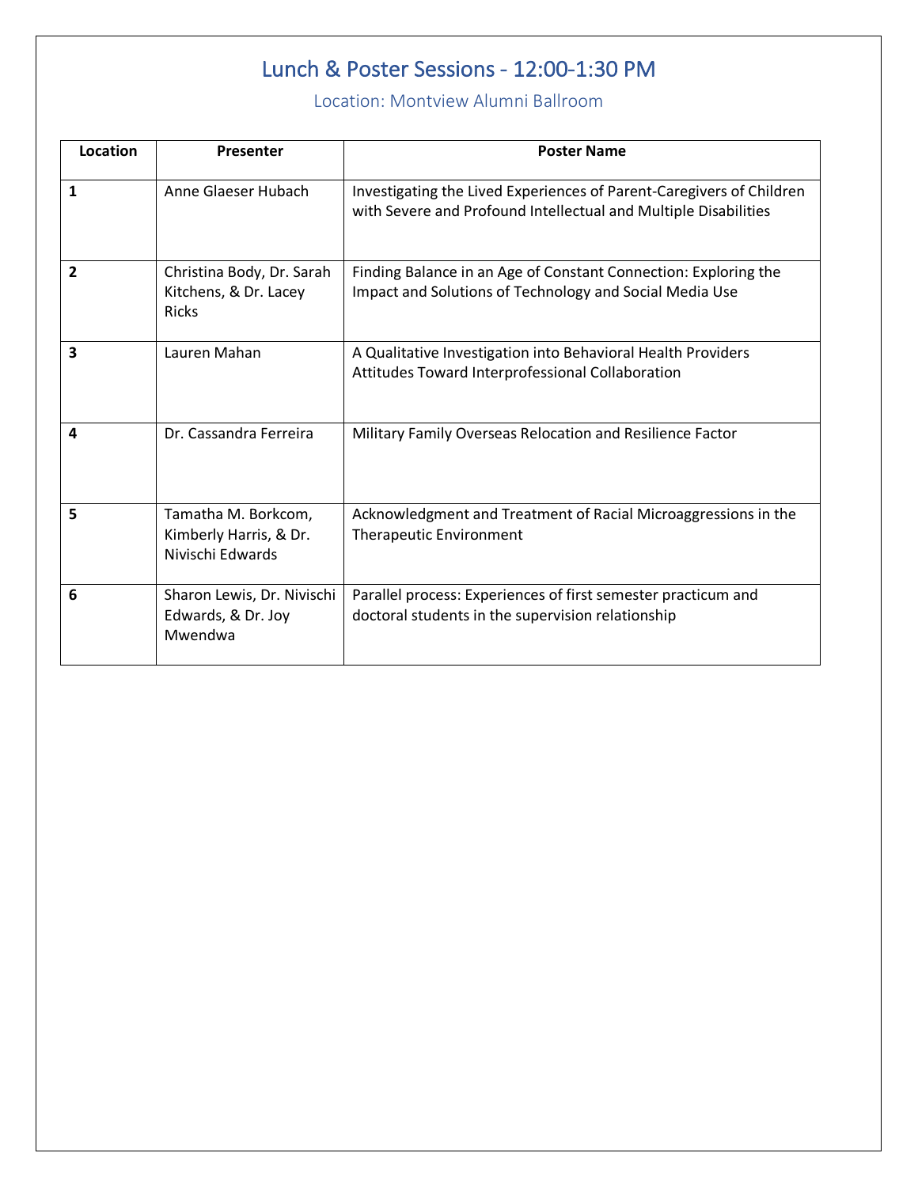# Lunch & Poster Sessions - 12:00-1:30 PM

## Location: Montview Alumni Ballroom

| Location | Presenter | Poster Name |
|---|---|---|
| **1** | Anne Glaeser Hubach | Investigating the Lived Experiences of Parent-Caregivers of Children with Severe and Profound Intellectual and Multiple Disabilities |
| **2** | Christina Body, Dr. Sarah Kitchens, & Dr. Lacey Ricks | Finding Balance in an Age of Constant Connection: Exploring the Impact and Solutions of Technology and Social Media Use |
| **3** | Lauren Mahan | A Qualitative Investigation into Behavioral Health Providers Attitudes Toward Interprofessional Collaboration |
| **4** | Dr. Cassandra Ferreira | Military Family Overseas Relocation and Resilience Factor |
| **5** | Tamatha M. Borkcom, Kimberly Harris, & Dr. Nivischi Edwards | Acknowledgment and Treatment of Racial Microaggressions in the Therapeutic Environment |
| **6** | Sharon Lewis, Dr. Nivischi Edwards, & Dr. Joy Mwendwa | Parallel process: Experiences of first semester practicum and doctoral students in the supervision relationship |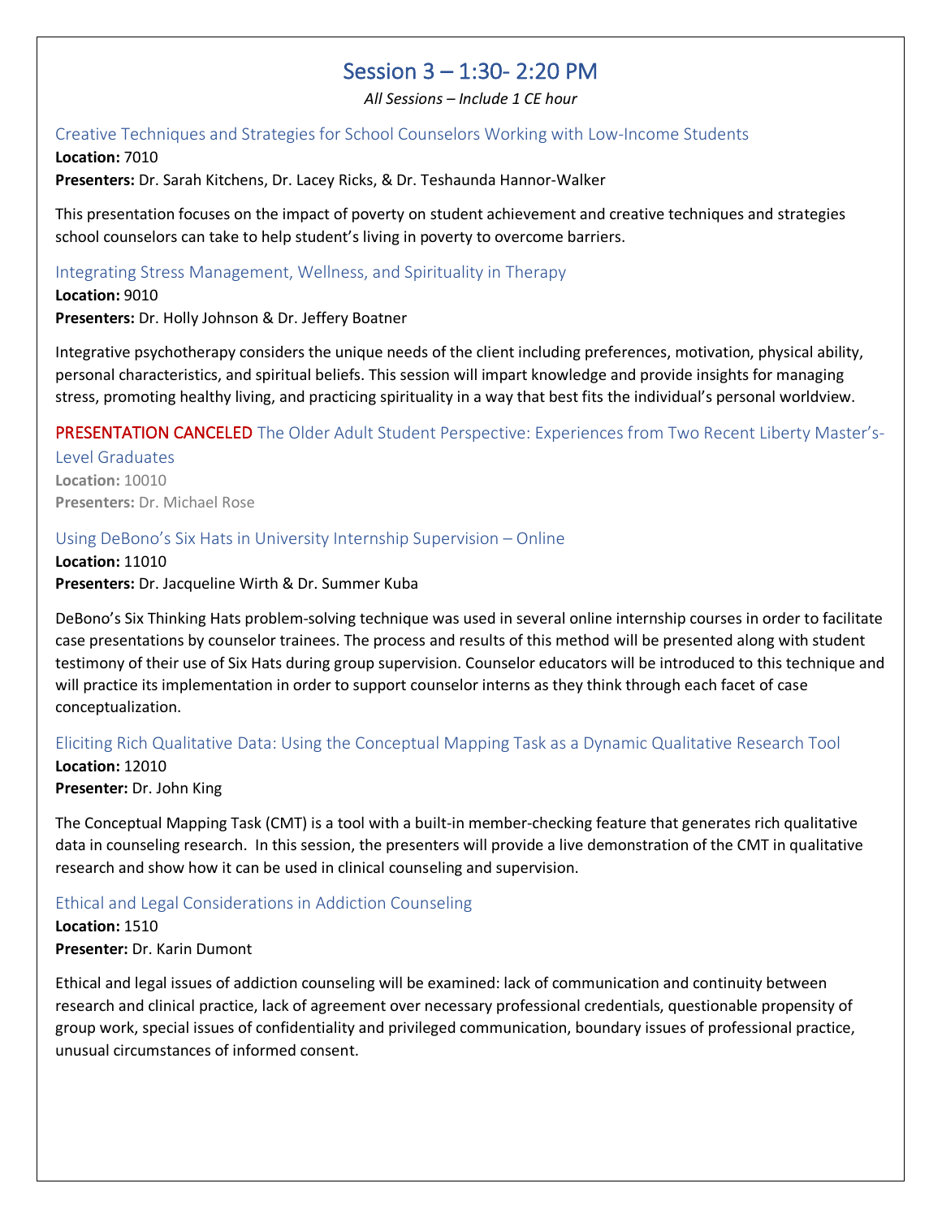# Session 3 – 1:30- 2:20 PM

*All Sessions – Include 1 CE hour*

### Creative Techniques and Strategies for School Counselors Working with Low-Income Students

**Location:** 7010

**Presenters:** Dr. Sarah Kitchens, Dr. Lacey Ricks, & Dr. Teshaunda Hannor-Walker

This presentation focuses on the impact of poverty on student achievement and creative techniques and strategies school counselors can take to help student's living in poverty to overcome barriers.

### Integrating Stress Management, Wellness, and Spirituality in Therapy

**Location:** 9010

**Presenters:** Dr. Holly Johnson & Dr. Jeffery Boatner

Integrative psychotherapy considers the unique needs of the client including preferences, motivation, physical ability, personal characteristics, and spiritual beliefs. This session will impart knowledge and provide insights for managing stress, promoting healthy living, and practicing spirituality in a way that best fits the individual's personal worldview.

### PRESENTATION CANCELED The Older Adult Student Perspective: Experiences from Two Recent Liberty Master's-Level Graduates

**Location:** 10010

**Presenters:** Dr. Michael Rose

### Using DeBono's Six Hats in University Internship Supervision – Online

**Location:** 11010

**Presenters:** Dr. Jacqueline Wirth & Dr. Summer Kuba

DeBono's Six Thinking Hats problem-solving technique was used in several online internship courses in order to facilitate case presentations by counselor trainees. The process and results of this method will be presented along with student testimony of their use of Six Hats during group supervision. Counselor educators will be introduced to this technique and will practice its implementation in order to support counselor interns as they think through each facet of case conceptualization.

### Eliciting Rich Qualitative Data: Using the Conceptual Mapping Task as a Dynamic Qualitative Research Tool

**Location:** 12010

**Presenter:** Dr. John King

The Conceptual Mapping Task (CMT) is a tool with a built-in member-checking feature that generates rich qualitative data in counseling research. In this session, the presenters will provide a live demonstration of the CMT in qualitative research and show how it can be used in clinical counseling and supervision.

### Ethical and Legal Considerations in Addiction Counseling

**Location:** 1510

**Presenter:** Dr. Karin Dumont

Ethical and legal issues of addiction counseling will be examined: lack of communication and continuity between research and clinical practice, lack of agreement over necessary professional credentials, questionable propensity of group work, special issues of confidentiality and privileged communication, boundary issues of professional practice, unusual circumstances of informed consent.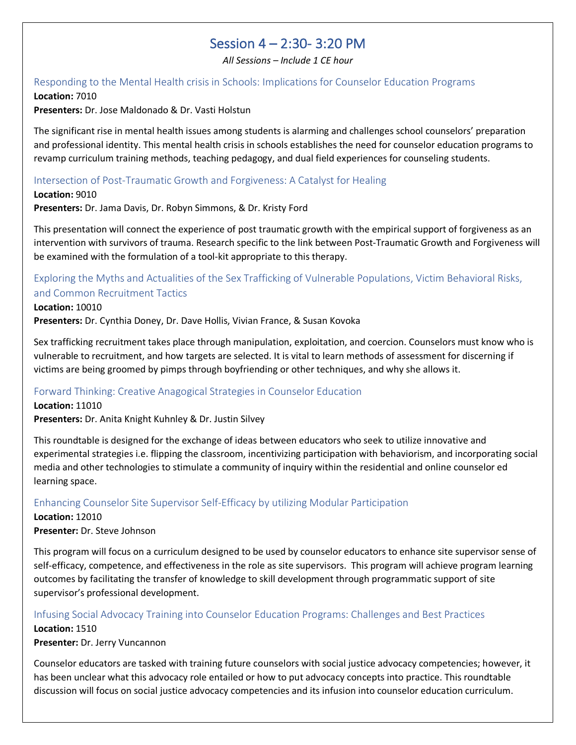# Session 4 – 2:30- 3:20 PM

*All Sessions – Include 1 CE hour*

## Responding to the Mental Health crisis in Schools: Implications for Counselor Education Programs

**Location:** 7010
**Presenters:** Dr. Jose Maldonado & Dr. Vasti Holstun

The significant rise in mental health issues among students is alarming and challenges school counselors' preparation and professional identity. This mental health crisis in schools establishes the need for counselor education programs to revamp curriculum training methods, teaching pedagogy, and dual field experiences for counseling students.

## Intersection of Post-Traumatic Growth and Forgiveness: A Catalyst for Healing

**Location:** 9010
**Presenters:** Dr. Jama Davis, Dr. Robyn Simmons, & Dr. Kristy Ford

This presentation will connect the experience of post traumatic growth with the empirical support of forgiveness as an intervention with survivors of trauma. Research specific to the link between Post-Traumatic Growth and Forgiveness will be examined with the formulation of a tool-kit appropriate to this therapy.

## Exploring the Myths and Actualities of the Sex Trafficking of Vulnerable Populations, Victim Behavioral Risks, and Common Recruitment Tactics

**Location:** 10010
**Presenters:** Dr. Cynthia Doney, Dr. Dave Hollis, Vivian France, & Susan Kovoka

Sex trafficking recruitment takes place through manipulation, exploitation, and coercion. Counselors must know who is vulnerable to recruitment, and how targets are selected. It is vital to learn methods of assessment for discerning if victims are being groomed by pimps through boyfriending or other techniques, and why she allows it.

## Forward Thinking: Creative Anagogical Strategies in Counselor Education

**Location:** 11010
**Presenters:** Dr. Anita Knight Kuhnley & Dr. Justin Silvey

This roundtable is designed for the exchange of ideas between educators who seek to utilize innovative and experimental strategies i.e. flipping the classroom, incentivizing participation with behaviorism, and incorporating social media and other technologies to stimulate a community of inquiry within the residential and online counselor ed learning space.

## Enhancing Counselor Site Supervisor Self-Efficacy by utilizing Modular Participation

**Location:** 12010
**Presenter:** Dr. Steve Johnson

This program will focus on a curriculum designed to be used by counselor educators to enhance site supervisor sense of self-efficacy, competence, and effectiveness in the role as site supervisors. This program will achieve program learning outcomes by facilitating the transfer of knowledge to skill development through programmatic support of site supervisor's professional development.

## Infusing Social Advocacy Training into Counselor Education Programs: Challenges and Best Practices

**Location:** 1510
**Presenter:** Dr. Jerry Vuncannon

Counselor educators are tasked with training future counselors with social justice advocacy competencies; however, it has been unclear what this advocacy role entailed or how to put advocacy concepts into practice. This roundtable discussion will focus on social justice advocacy competencies and its infusion into counselor education curriculum.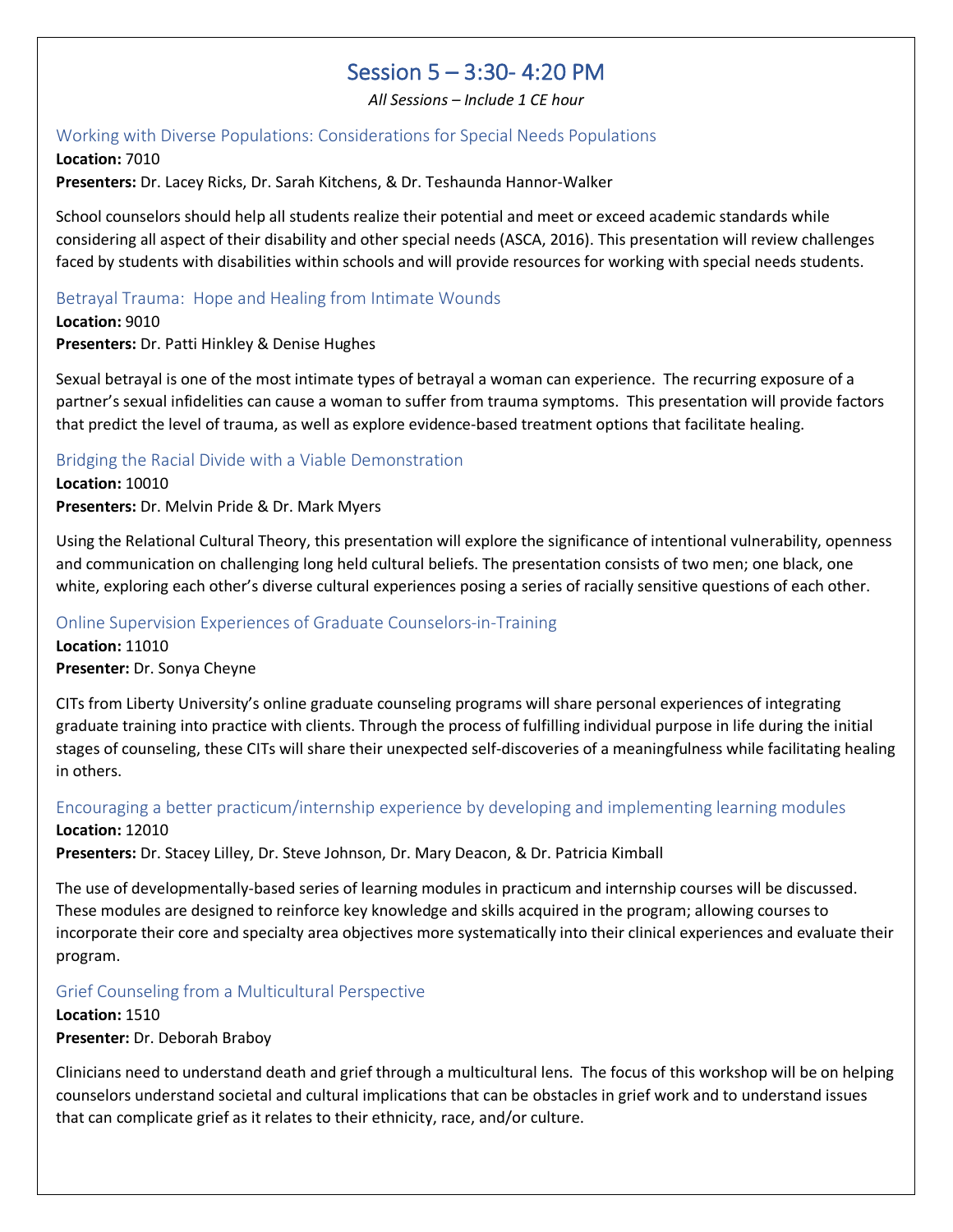# Session 5 – 3:30- 4:20 PM

*All Sessions – Include 1 CE hour*

## Working with Diverse Populations: Considerations for Special Needs Populations

**Location:** 7010

**Presenters:** Dr. Lacey Ricks, Dr. Sarah Kitchens, & Dr. Teshaunda Hannor-Walker

School counselors should help all students realize their potential and meet or exceed academic standards while considering all aspect of their disability and other special needs (ASCA, 2016). This presentation will review challenges faced by students with disabilities within schools and will provide resources for working with special needs students.

## Betrayal Trauma: Hope and Healing from Intimate Wounds

**Location:** 9010

**Presenters:** Dr. Patti Hinkley & Denise Hughes

Sexual betrayal is one of the most intimate types of betrayal a woman can experience. The recurring exposure of a partner's sexual infidelities can cause a woman to suffer from trauma symptoms. This presentation will provide factors that predict the level of trauma, as well as explore evidence-based treatment options that facilitate healing.

## Bridging the Racial Divide with a Viable Demonstration

**Location:** 10010

**Presenters:** Dr. Melvin Pride & Dr. Mark Myers

Using the Relational Cultural Theory, this presentation will explore the significance of intentional vulnerability, openness and communication on challenging long held cultural beliefs. The presentation consists of two men; one black, one white, exploring each other's diverse cultural experiences posing a series of racially sensitive questions of each other.

## Online Supervision Experiences of Graduate Counselors-in-Training

**Location:** 11010

**Presenter:** Dr. Sonya Cheyne

CITs from Liberty University's online graduate counseling programs will share personal experiences of integrating graduate training into practice with clients. Through the process of fulfilling individual purpose in life during the initial stages of counseling, these CITs will share their unexpected self-discoveries of a meaningfulness while facilitating healing in others.

## Encouraging a better practicum/internship experience by developing and implementing learning modules

**Location:** 12010

**Presenters:** Dr. Stacey Lilley, Dr. Steve Johnson, Dr. Mary Deacon, & Dr. Patricia Kimball

The use of developmentally-based series of learning modules in practicum and internship courses will be discussed. These modules are designed to reinforce key knowledge and skills acquired in the program; allowing courses to incorporate their core and specialty area objectives more systematically into their clinical experiences and evaluate their program.

## Grief Counseling from a Multicultural Perspective

**Location:** 1510

**Presenter:** Dr. Deborah Braboy

Clinicians need to understand death and grief through a multicultural lens. The focus of this workshop will be on helping counselors understand societal and cultural implications that can be obstacles in grief work and to understand issues that can complicate grief as it relates to their ethnicity, race, and/or culture.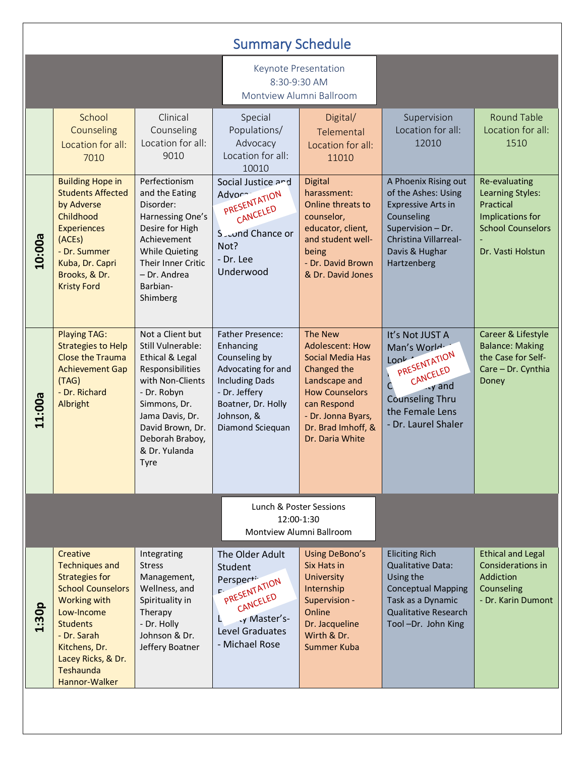# Summary Schedule

**Keynote Presentation**
8:30-9:30 AM
Montview Alumni Ballroom

| | School Counseling Location for all: 7010 | Clinical Counseling Location for all: 9010 | Special Populations/ Advocacy Location for all: 10010 | Digital/ Telemental Location for all: 11010 | Supervision Location for all: 12010 | Round Table Location for all: 1510 |
|---|---|---|---|---|---|---|
| 10:00a | Building Hope in Students Affected by Adverse Childhood Experiences (ACEs) - Dr. Summer Kuba, Dr. Capri Brooks, & Dr. Kristy Ford | Perfectionism and the Eating Disorder: Harnessing One's Desire for High Achievement While Quieting Their Inner Critic – Dr. Andrea Barbian-Shimberg | Social Justice and Advoc... Second Chance or Not? - Dr. Lee Underwood (PRESENTATION CANCELED) | Digital harassment: Online threats to counselor, educator, client, and student well-being - Dr. David Brown & Dr. David Jones | A Phoenix Rising out of the Ashes: Using Expressive Arts in Counseling Supervision – Dr. Christina Villarreal-Davis & Hughar Hartzenberg | Re-evaluating Learning Styles: Practical Implications for School Counselors - Dr. Vasti Holstun |
| 11:00a | Playing TAG: Strategies to Help Close the Trauma Achievement Gap (TAG) - Dr. Richard Albright | Not a Client but Still Vulnerable: Ethical & Legal Responsibilities with Non-Clients - Dr. Robyn Simmons, Dr. Jama Davis, Dr. David Brown, Dr. Deborah Braboy, & Dr. Yulanda Tyre | Father Presence: Enhancing Counseling by Advocating for and Including Dads - Dr. Jeffery Boatner, Dr. Holly Johnson, & Diamond Sciequan | The New Adolescent: How Social Media Has Changed the Landscape and How Counselors can Respond - Dr. Jonna Byars, Dr. Brad Imhoff, & Dr. Daria White | It's Not JUST A Man's World... Look... C...ity and Counseling Thru the Female Lens - Dr. Laurel Shaler (PRESENTATION CANCELED) | Career & Lifestyle Balance: Making the Case for Self-Care – Dr. Cynthia Doney |

**Lunch & Poster Sessions**
12:00-1:30
Montview Alumni Ballroom

| | School Counseling Location for all: 7010 | Clinical Counseling Location for all: 9010 | Special Populations/ Advocacy Location for all: 10010 | Digital/ Telemental Location for all: 11010 | Supervision Location for all: 12010 | Round Table Location for all: 1510 |
|---|---|---|---|---|---|---|
| 1:30p | Creative Techniques and Strategies for School Counselors Working with Low-Income Students - Dr. Sarah Kitchens, Dr. Lacey Ricks, & Dr. Teshaunda Hannor-Walker | Integrating Stress Management, Wellness, and Spirituality in Therapy - Dr. Holly Johnson & Dr. Jeffery Boatner | The Older Adult Student Perspecti... F... L...y Master's-Level Graduates - Michael Rose (PRESENTATION CANCELED) | Using DeBono's Six Hats in University Internship Supervision - Online Dr. Jacqueline Wirth & Dr. Summer Kuba | Eliciting Rich Qualitative Data: Using the Conceptual Mapping Task as a Dynamic Qualitative Research Tool –Dr. John King | Ethical and Legal Considerations in Addiction Counseling - Dr. Karin Dumont |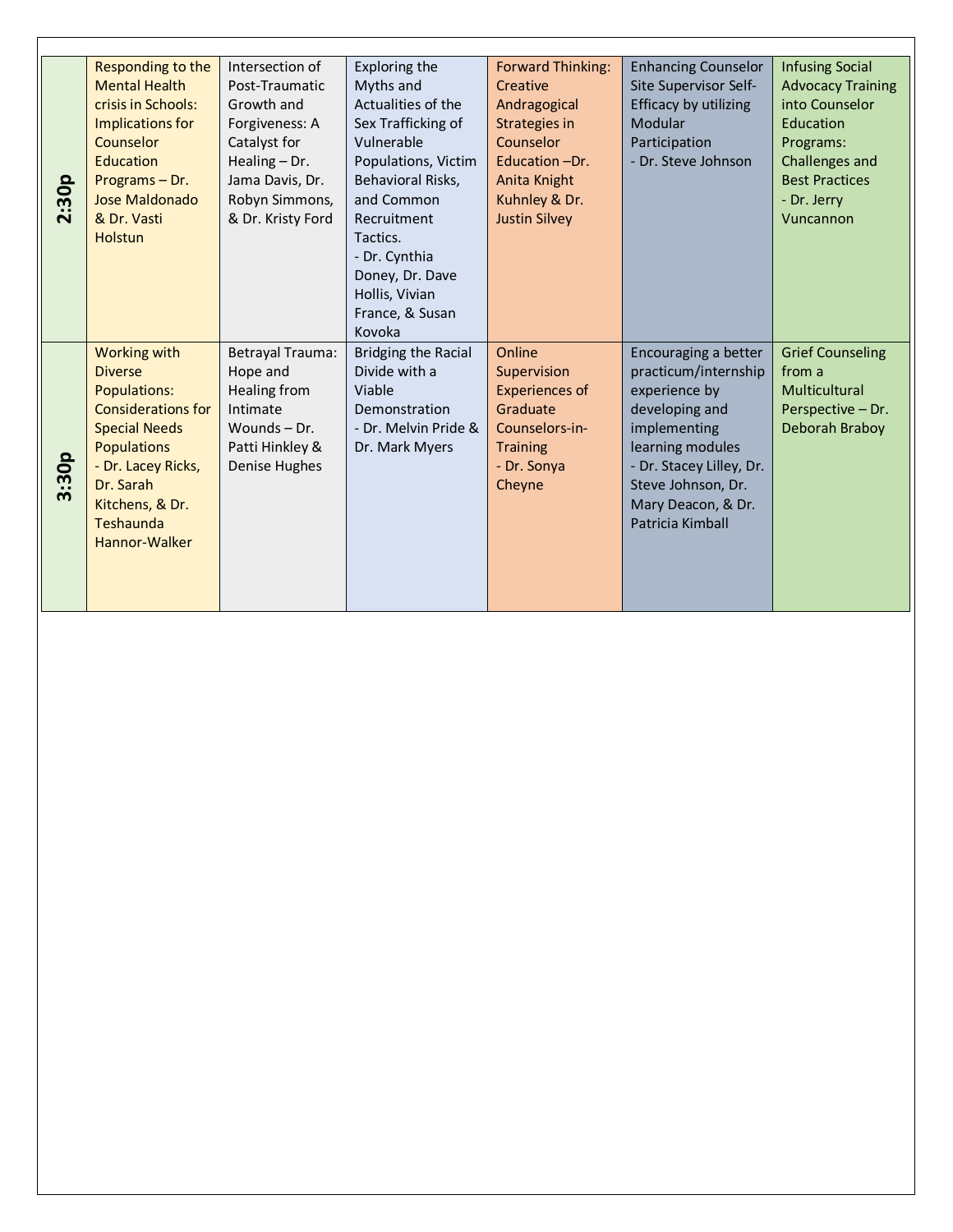| | | | | | | |
|---|---|---|---|---|---|---|
| 2:30p | Responding to the Mental Health crisis in Schools: Implications for Counselor Education Programs – Dr. Jose Maldonado & Dr. Vasti Holstun | Intersection of Post-Traumatic Growth and Forgiveness: A Catalyst for Healing – Dr. Jama Davis, Dr. Robyn Simmons, & Dr. Kristy Ford | Exploring the Myths and Actualities of the Sex Trafficking of Vulnerable Populations, Victim Behavioral Risks, and Common Recruitment Tactics. - Dr. Cynthia Doney, Dr. Dave Hollis, Vivian France, & Susan Kovoka | Forward Thinking: Creative Andragogical Strategies in Counselor Education –Dr. Anita Knight Kuhnley & Dr. Justin Silvey | Enhancing Counselor Site Supervisor Self-Efficacy by utilizing Modular Participation - Dr. Steve Johnson | Infusing Social Advocacy Training into Counselor Education Programs: Challenges and Best Practices - Dr. Jerry Vuncannon |
| 3:30p | Working with Diverse Populations: Considerations for Special Needs Populations - Dr. Lacey Ricks, Dr. Sarah Kitchens, & Dr. Teshaunda Hannor-Walker | Betrayal Trauma: Hope and Healing from Intimate Wounds – Dr. Patti Hinkley & Denise Hughes | Bridging the Racial Divide with a Viable Demonstration - Dr. Melvin Pride & Dr. Mark Myers | Online Supervision Experiences of Graduate Counselors-in-Training - Dr. Sonya Cheyne | Encouraging a better practicum/internship experience by developing and implementing learning modules - Dr. Stacey Lilley, Dr. Steve Johnson, Dr. Mary Deacon, & Dr. Patricia Kimball | Grief Counseling from a Multicultural Perspective – Dr. Deborah Braboy |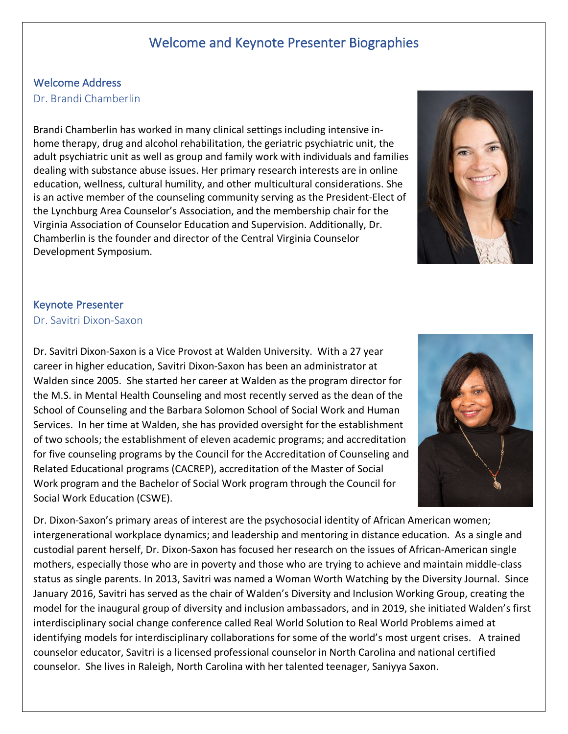# Welcome and Keynote Presenter Biographies

## Welcome Address

### Dr. Brandi Chamberlin

Brandi Chamberlin has worked in many clinical settings including intensive in-home therapy, drug and alcohol rehabilitation, the geriatric psychiatric unit, the adult psychiatric unit as well as group and family work with individuals and families dealing with substance abuse issues. Her primary research interests are in online education, wellness, cultural humility, and other multicultural considerations. She is an active member of the counseling community serving as the President-Elect of the Lynchburg Area Counselor's Association, and the membership chair for the Virginia Association of Counselor Education and Supervision. Additionally, Dr. Chamberlin is the founder and director of the Central Virginia Counselor Development Symposium.

## Keynote Presenter

### Dr. Savitri Dixon-Saxon

Dr. Savitri Dixon-Saxon is a Vice Provost at Walden University. With a 27 year career in higher education, Savitri Dixon-Saxon has been an administrator at Walden since 2005. She started her career at Walden as the program director for the M.S. in Mental Health Counseling and most recently served as the dean of the School of Counseling and the Barbara Solomon School of Social Work and Human Services. In her time at Walden, she has provided oversight for the establishment of two schools; the establishment of eleven academic programs; and accreditation for five counseling programs by the Council for the Accreditation of Counseling and Related Educational programs (CACREP), accreditation of the Master of Social Work program and the Bachelor of Social Work program through the Council for Social Work Education (CSWE).

Dr. Dixon-Saxon's primary areas of interest are the psychosocial identity of African American women; intergenerational workplace dynamics; and leadership and mentoring in distance education. As a single and custodial parent herself, Dr. Dixon-Saxon has focused her research on the issues of African-American single mothers, especially those who are in poverty and those who are trying to achieve and maintain middle-class status as single parents. In 2013, Savitri was named a Woman Worth Watching by the Diversity Journal. Since January 2016, Savitri has served as the chair of Walden's Diversity and Inclusion Working Group, creating the model for the inaugural group of diversity and inclusion ambassadors, and in 2019, she initiated Walden's first interdisciplinary social change conference called Real World Solution to Real World Problems aimed at identifying models for interdisciplinary collaborations for some of the world's most urgent crises. A trained counselor educator, Savitri is a licensed professional counselor in North Carolina and national certified counselor. She lives in Raleigh, North Carolina with her talented teenager, Saniyya Saxon.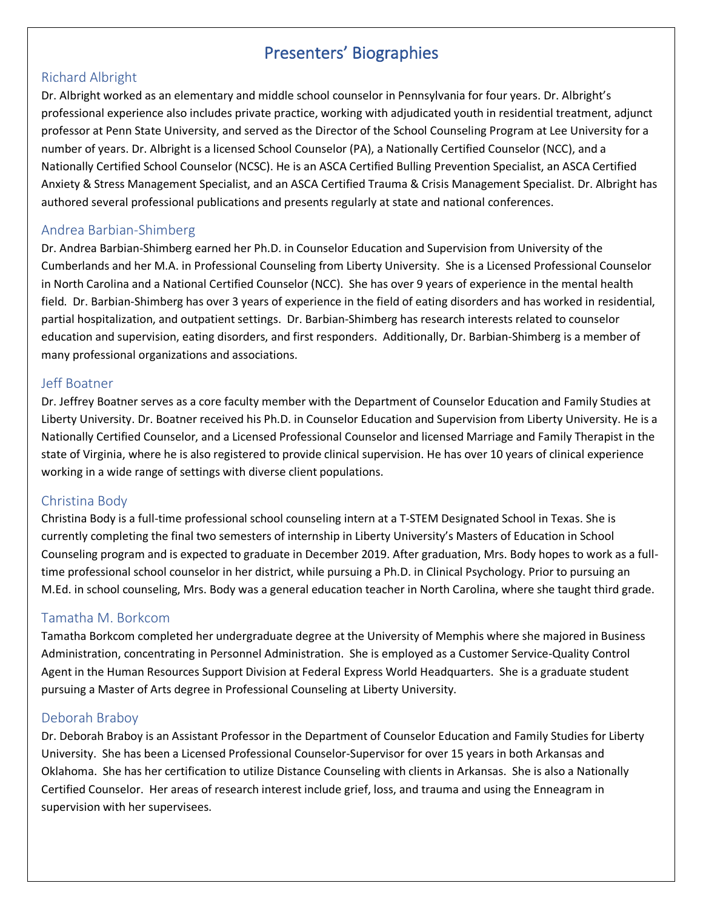# Presenters' Biographies

## Richard Albright

Dr. Albright worked as an elementary and middle school counselor in Pennsylvania for four years. Dr. Albright's professional experience also includes private practice, working with adjudicated youth in residential treatment, adjunct professor at Penn State University, and served as the Director of the School Counseling Program at Lee University for a number of years. Dr. Albright is a licensed School Counselor (PA), a Nationally Certified Counselor (NCC), and a Nationally Certified School Counselor (NCSC). He is an ASCA Certified Bulling Prevention Specialist, an ASCA Certified Anxiety & Stress Management Specialist, and an ASCA Certified Trauma & Crisis Management Specialist. Dr. Albright has authored several professional publications and presents regularly at state and national conferences.

## Andrea Barbian-Shimberg

Dr. Andrea Barbian-Shimberg earned her Ph.D. in Counselor Education and Supervision from University of the Cumberlands and her M.A. in Professional Counseling from Liberty University. She is a Licensed Professional Counselor in North Carolina and a National Certified Counselor (NCC). She has over 9 years of experience in the mental health field. Dr. Barbian-Shimberg has over 3 years of experience in the field of eating disorders and has worked in residential, partial hospitalization, and outpatient settings. Dr. Barbian-Shimberg has research interests related to counselor education and supervision, eating disorders, and first responders. Additionally, Dr. Barbian-Shimberg is a member of many professional organizations and associations.

## Jeff Boatner

Dr. Jeffrey Boatner serves as a core faculty member with the Department of Counselor Education and Family Studies at Liberty University. Dr. Boatner received his Ph.D. in Counselor Education and Supervision from Liberty University. He is a Nationally Certified Counselor, and a Licensed Professional Counselor and licensed Marriage and Family Therapist in the state of Virginia, where he is also registered to provide clinical supervision. He has over 10 years of clinical experience working in a wide range of settings with diverse client populations.

## Christina Body

Christina Body is a full-time professional school counseling intern at a T-STEM Designated School in Texas. She is currently completing the final two semesters of internship in Liberty University's Masters of Education in School Counseling program and is expected to graduate in December 2019. After graduation, Mrs. Body hopes to work as a full-time professional school counselor in her district, while pursuing a Ph.D. in Clinical Psychology. Prior to pursuing an M.Ed. in school counseling, Mrs. Body was a general education teacher in North Carolina, where she taught third grade.

## Tamatha M. Borkcom

Tamatha Borkcom completed her undergraduate degree at the University of Memphis where she majored in Business Administration, concentrating in Personnel Administration. She is employed as a Customer Service-Quality Control Agent in the Human Resources Support Division at Federal Express World Headquarters. She is a graduate student pursuing a Master of Arts degree in Professional Counseling at Liberty University.

## Deborah Braboy

Dr. Deborah Braboy is an Assistant Professor in the Department of Counselor Education and Family Studies for Liberty University. She has been a Licensed Professional Counselor-Supervisor for over 15 years in both Arkansas and Oklahoma. She has her certification to utilize Distance Counseling with clients in Arkansas. She is also a Nationally Certified Counselor. Her areas of research interest include grief, loss, and trauma and using the Enneagram in supervision with her supervisees.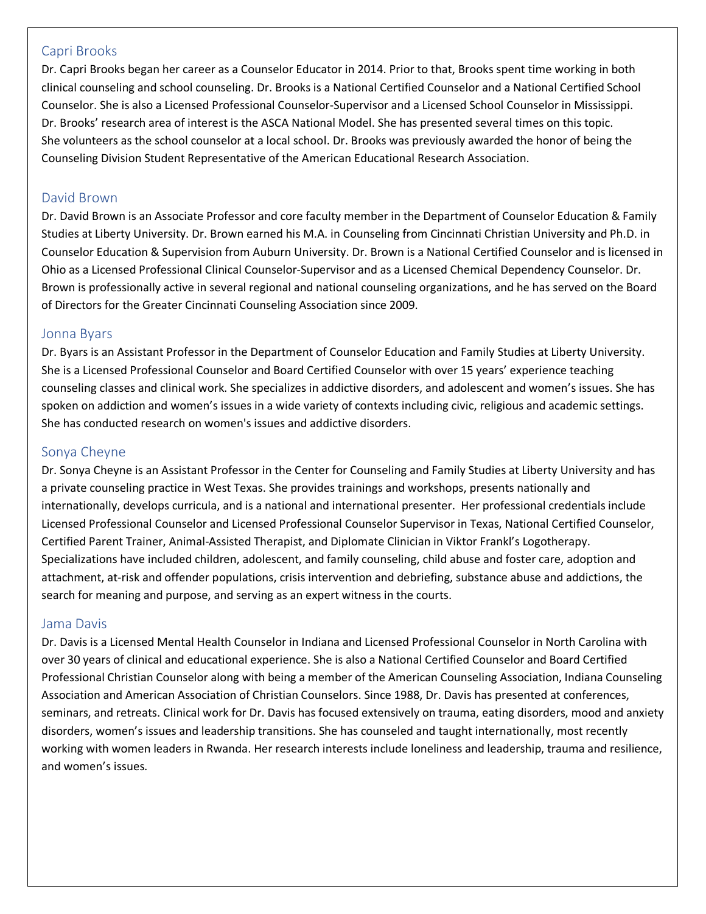## Capri Brooks

Dr. Capri Brooks began her career as a Counselor Educator in 2014. Prior to that, Brooks spent time working in both clinical counseling and school counseling. Dr. Brooks is a National Certified Counselor and a National Certified School Counselor. She is also a Licensed Professional Counselor-Supervisor and a Licensed School Counselor in Mississippi. Dr. Brooks' research area of interest is the ASCA National Model. She has presented several times on this topic. She volunteers as the school counselor at a local school. Dr. Brooks was previously awarded the honor of being the Counseling Division Student Representative of the American Educational Research Association.

## David Brown

Dr. David Brown is an Associate Professor and core faculty member in the Department of Counselor Education & Family Studies at Liberty University. Dr. Brown earned his M.A. in Counseling from Cincinnati Christian University and Ph.D. in Counselor Education & Supervision from Auburn University. Dr. Brown is a National Certified Counselor and is licensed in Ohio as a Licensed Professional Clinical Counselor-Supervisor and as a Licensed Chemical Dependency Counselor. Dr. Brown is professionally active in several regional and national counseling organizations, and he has served on the Board of Directors for the Greater Cincinnati Counseling Association since 2009.

## Jonna Byars

Dr. Byars is an Assistant Professor in the Department of Counselor Education and Family Studies at Liberty University. She is a Licensed Professional Counselor and Board Certified Counselor with over 15 years' experience teaching counseling classes and clinical work. She specializes in addictive disorders, and adolescent and women's issues. She has spoken on addiction and women's issues in a wide variety of contexts including civic, religious and academic settings. She has conducted research on women's issues and addictive disorders.

## Sonya Cheyne

Dr. Sonya Cheyne is an Assistant Professor in the Center for Counseling and Family Studies at Liberty University and has a private counseling practice in West Texas. She provides trainings and workshops, presents nationally and internationally, develops curricula, and is a national and international presenter. Her professional credentials include Licensed Professional Counselor and Licensed Professional Counselor Supervisor in Texas, National Certified Counselor, Certified Parent Trainer, Animal-Assisted Therapist, and Diplomate Clinician in Viktor Frankl's Logotherapy. Specializations have included children, adolescent, and family counseling, child abuse and foster care, adoption and attachment, at-risk and offender populations, crisis intervention and debriefing, substance abuse and addictions, the search for meaning and purpose, and serving as an expert witness in the courts.

## Jama Davis

Dr. Davis is a Licensed Mental Health Counselor in Indiana and Licensed Professional Counselor in North Carolina with over 30 years of clinical and educational experience. She is also a National Certified Counselor and Board Certified Professional Christian Counselor along with being a member of the American Counseling Association, Indiana Counseling Association and American Association of Christian Counselors. Since 1988, Dr. Davis has presented at conferences, seminars, and retreats. Clinical work for Dr. Davis has focused extensively on trauma, eating disorders, mood and anxiety disorders, women's issues and leadership transitions. She has counseled and taught internationally, most recently working with women leaders in Rwanda. Her research interests include loneliness and leadership, trauma and resilience, and women's issues.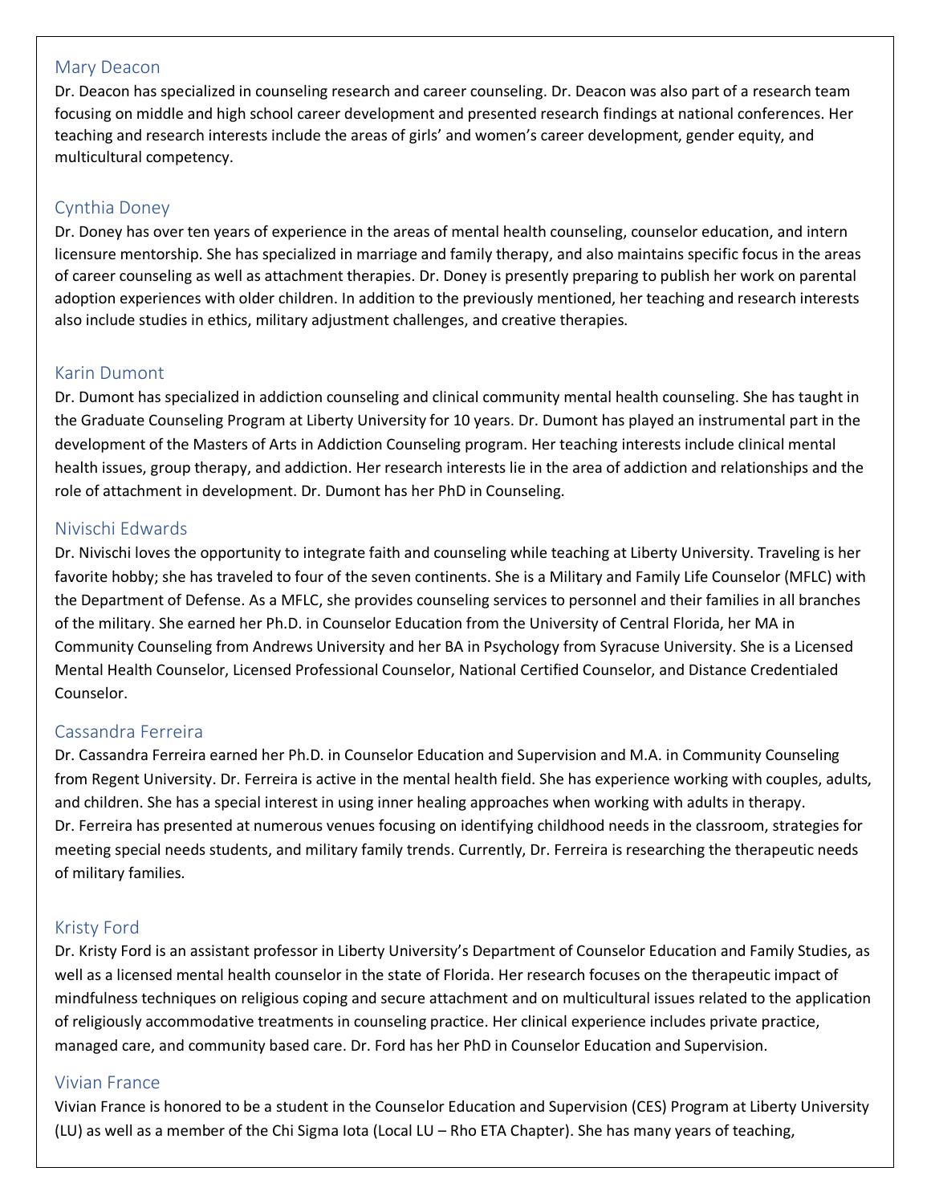## Mary Deacon

Dr. Deacon has specialized in counseling research and career counseling. Dr. Deacon was also part of a research team focusing on middle and high school career development and presented research findings at national conferences. Her teaching and research interests include the areas of girls' and women's career development, gender equity, and multicultural competency.

## Cynthia Doney

Dr. Doney has over ten years of experience in the areas of mental health counseling, counselor education, and intern licensure mentorship. She has specialized in marriage and family therapy, and also maintains specific focus in the areas of career counseling as well as attachment therapies. Dr. Doney is presently preparing to publish her work on parental adoption experiences with older children. In addition to the previously mentioned, her teaching and research interests also include studies in ethics, military adjustment challenges, and creative therapies.

## Karin Dumont

Dr. Dumont has specialized in addiction counseling and clinical community mental health counseling. She has taught in the Graduate Counseling Program at Liberty University for 10 years. Dr. Dumont has played an instrumental part in the development of the Masters of Arts in Addiction Counseling program. Her teaching interests include clinical mental health issues, group therapy, and addiction. Her research interests lie in the area of addiction and relationships and the role of attachment in development. Dr. Dumont has her PhD in Counseling.

## Nivischi Edwards

Dr. Nivischi loves the opportunity to integrate faith and counseling while teaching at Liberty University. Traveling is her favorite hobby; she has traveled to four of the seven continents. She is a Military and Family Life Counselor (MFLC) with the Department of Defense. As a MFLC, she provides counseling services to personnel and their families in all branches of the military. She earned her Ph.D. in Counselor Education from the University of Central Florida, her MA in Community Counseling from Andrews University and her BA in Psychology from Syracuse University. She is a Licensed Mental Health Counselor, Licensed Professional Counselor, National Certified Counselor, and Distance Credentialed Counselor.

## Cassandra Ferreira

Dr. Cassandra Ferreira earned her Ph.D. in Counselor Education and Supervision and M.A. in Community Counseling from Regent University. Dr. Ferreira is active in the mental health field. She has experience working with couples, adults, and children. She has a special interest in using inner healing approaches when working with adults in therapy. Dr. Ferreira has presented at numerous venues focusing on identifying childhood needs in the classroom, strategies for meeting special needs students, and military family trends. Currently, Dr. Ferreira is researching the therapeutic needs of military families.

## Kristy Ford

Dr. Kristy Ford is an assistant professor in Liberty University's Department of Counselor Education and Family Studies, as well as a licensed mental health counselor in the state of Florida. Her research focuses on the therapeutic impact of mindfulness techniques on religious coping and secure attachment and on multicultural issues related to the application of religiously accommodative treatments in counseling practice. Her clinical experience includes private practice, managed care, and community based care. Dr. Ford has her PhD in Counselor Education and Supervision.

## Vivian France

Vivian France is honored to be a student in the Counselor Education and Supervision (CES) Program at Liberty University (LU) as well as a member of the Chi Sigma Iota (Local LU – Rho ETA Chapter). She has many years of teaching,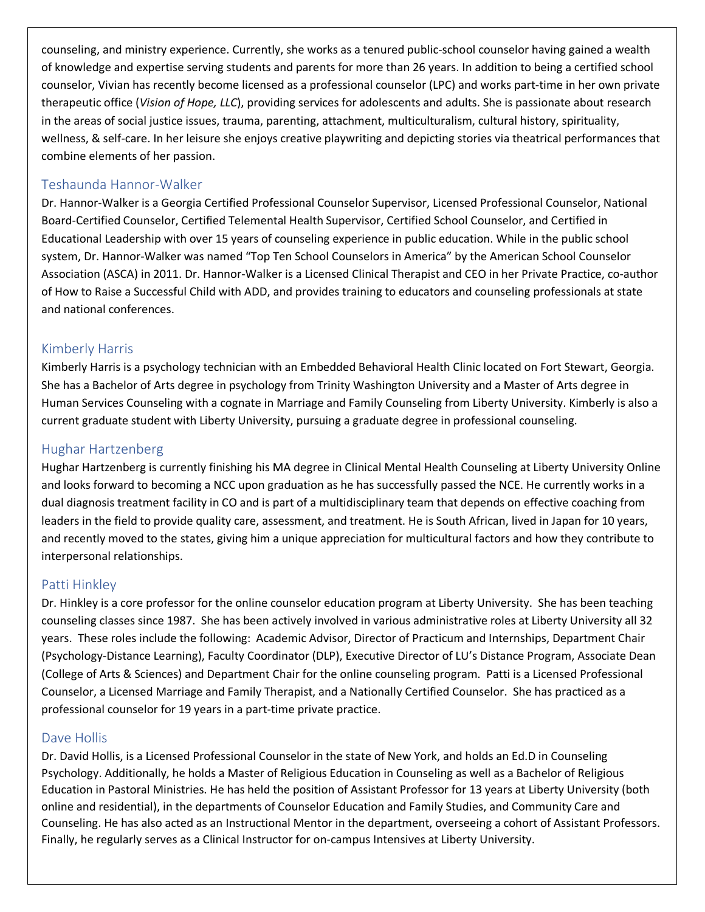counseling, and ministry experience. Currently, she works as a tenured public-school counselor having gained a wealth of knowledge and expertise serving students and parents for more than 26 years. In addition to being a certified school counselor, Vivian has recently become licensed as a professional counselor (LPC) and works part-time in her own private therapeutic office (*Vision of Hope, LLC*), providing services for adolescents and adults. She is passionate about research in the areas of social justice issues, trauma, parenting, attachment, multiculturalism, cultural history, spirituality, wellness, & self-care. In her leisure she enjoys creative playwriting and depicting stories via theatrical performances that combine elements of her passion.

## Teshaunda Hannor-Walker

Dr. Hannor-Walker is a Georgia Certified Professional Counselor Supervisor, Licensed Professional Counselor, National Board-Certified Counselor, Certified Telemental Health Supervisor, Certified School Counselor, and Certified in Educational Leadership with over 15 years of counseling experience in public education. While in the public school system, Dr. Hannor-Walker was named "Top Ten School Counselors in America" by the American School Counselor Association (ASCA) in 2011. Dr. Hannor-Walker is a Licensed Clinical Therapist and CEO in her Private Practice, co-author of How to Raise a Successful Child with ADD, and provides training to educators and counseling professionals at state and national conferences.

## Kimberly Harris

Kimberly Harris is a psychology technician with an Embedded Behavioral Health Clinic located on Fort Stewart, Georgia. She has a Bachelor of Arts degree in psychology from Trinity Washington University and a Master of Arts degree in Human Services Counseling with a cognate in Marriage and Family Counseling from Liberty University. Kimberly is also a current graduate student with Liberty University, pursuing a graduate degree in professional counseling.

## Hughar Hartzenberg

Hughar Hartzenberg is currently finishing his MA degree in Clinical Mental Health Counseling at Liberty University Online and looks forward to becoming a NCC upon graduation as he has successfully passed the NCE. He currently works in a dual diagnosis treatment facility in CO and is part of a multidisciplinary team that depends on effective coaching from leaders in the field to provide quality care, assessment, and treatment. He is South African, lived in Japan for 10 years, and recently moved to the states, giving him a unique appreciation for multicultural factors and how they contribute to interpersonal relationships.

## Patti Hinkley

Dr. Hinkley is a core professor for the online counselor education program at Liberty University. She has been teaching counseling classes since 1987. She has been actively involved in various administrative roles at Liberty University all 32 years. These roles include the following: Academic Advisor, Director of Practicum and Internships, Department Chair (Psychology-Distance Learning), Faculty Coordinator (DLP), Executive Director of LU's Distance Program, Associate Dean (College of Arts & Sciences) and Department Chair for the online counseling program. Patti is a Licensed Professional Counselor, a Licensed Marriage and Family Therapist, and a Nationally Certified Counselor. She has practiced as a professional counselor for 19 years in a part-time private practice.

## Dave Hollis

Dr. David Hollis, is a Licensed Professional Counselor in the state of New York, and holds an Ed.D in Counseling Psychology. Additionally, he holds a Master of Religious Education in Counseling as well as a Bachelor of Religious Education in Pastoral Ministries. He has held the position of Assistant Professor for 13 years at Liberty University (both online and residential), in the departments of Counselor Education and Family Studies, and Community Care and Counseling. He has also acted as an Instructional Mentor in the department, overseeing a cohort of Assistant Professors. Finally, he regularly serves as a Clinical Instructor for on-campus Intensives at Liberty University.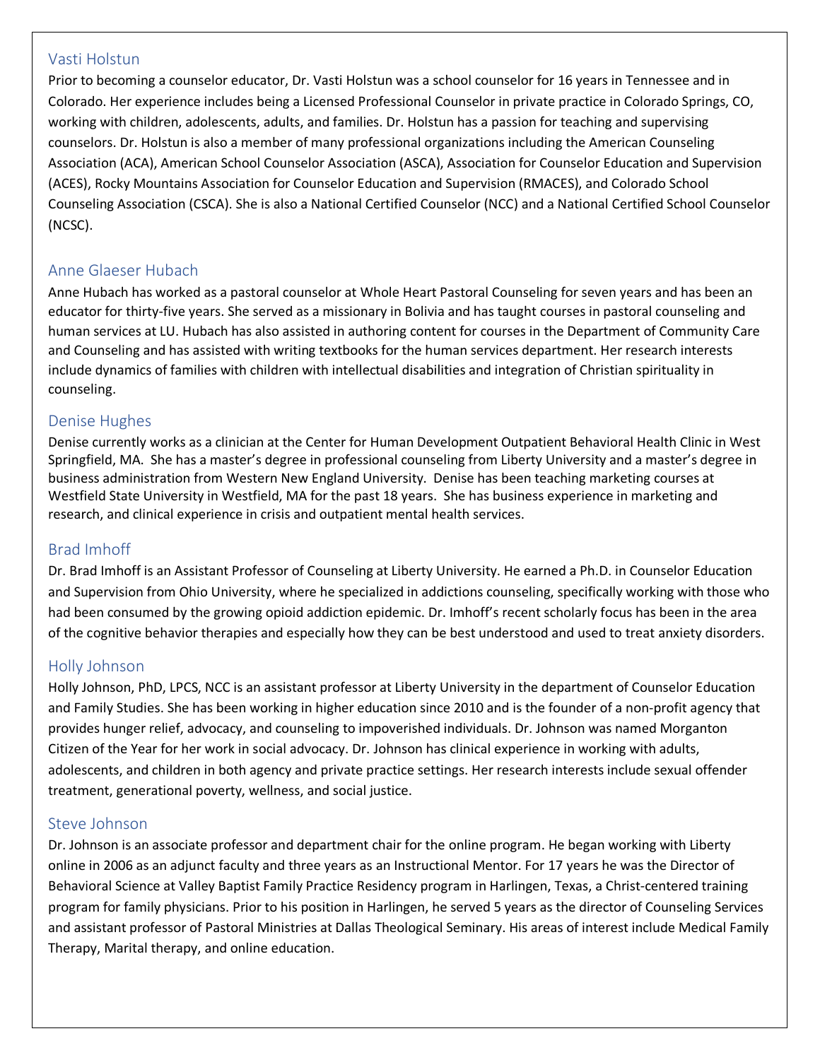## Vasti Holstun

Prior to becoming a counselor educator, Dr. Vasti Holstun was a school counselor for 16 years in Tennessee and in Colorado. Her experience includes being a Licensed Professional Counselor in private practice in Colorado Springs, CO, working with children, adolescents, adults, and families. Dr. Holstun has a passion for teaching and supervising counselors. Dr. Holstun is also a member of many professional organizations including the American Counseling Association (ACA), American School Counselor Association (ASCA), Association for Counselor Education and Supervision (ACES), Rocky Mountains Association for Counselor Education and Supervision (RMACES), and Colorado School Counseling Association (CSCA). She is also a National Certified Counselor (NCC) and a National Certified School Counselor (NCSC).

## Anne Glaeser Hubach

Anne Hubach has worked as a pastoral counselor at Whole Heart Pastoral Counseling for seven years and has been an educator for thirty-five years. She served as a missionary in Bolivia and has taught courses in pastoral counseling and human services at LU. Hubach has also assisted in authoring content for courses in the Department of Community Care and Counseling and has assisted with writing textbooks for the human services department. Her research interests include dynamics of families with children with intellectual disabilities and integration of Christian spirituality in counseling.

## Denise Hughes

Denise currently works as a clinician at the Center for Human Development Outpatient Behavioral Health Clinic in West Springfield, MA. She has a master's degree in professional counseling from Liberty University and a master's degree in business administration from Western New England University. Denise has been teaching marketing courses at Westfield State University in Westfield, MA for the past 18 years. She has business experience in marketing and research, and clinical experience in crisis and outpatient mental health services.

## Brad Imhoff

Dr. Brad Imhoff is an Assistant Professor of Counseling at Liberty University. He earned a Ph.D. in Counselor Education and Supervision from Ohio University, where he specialized in addictions counseling, specifically working with those who had been consumed by the growing opioid addiction epidemic. Dr. Imhoff's recent scholarly focus has been in the area of the cognitive behavior therapies and especially how they can be best understood and used to treat anxiety disorders.

## Holly Johnson

Holly Johnson, PhD, LPCS, NCC is an assistant professor at Liberty University in the department of Counselor Education and Family Studies. She has been working in higher education since 2010 and is the founder of a non-profit agency that provides hunger relief, advocacy, and counseling to impoverished individuals. Dr. Johnson was named Morganton Citizen of the Year for her work in social advocacy. Dr. Johnson has clinical experience in working with adults, adolescents, and children in both agency and private practice settings. Her research interests include sexual offender treatment, generational poverty, wellness, and social justice.

## Steve Johnson

Dr. Johnson is an associate professor and department chair for the online program. He began working with Liberty online in 2006 as an adjunct faculty and three years as an Instructional Mentor. For 17 years he was the Director of Behavioral Science at Valley Baptist Family Practice Residency program in Harlingen, Texas, a Christ-centered training program for family physicians. Prior to his position in Harlingen, he served 5 years as the director of Counseling Services and assistant professor of Pastoral Ministries at Dallas Theological Seminary. His areas of interest include Medical Family Therapy, Marital therapy, and online education.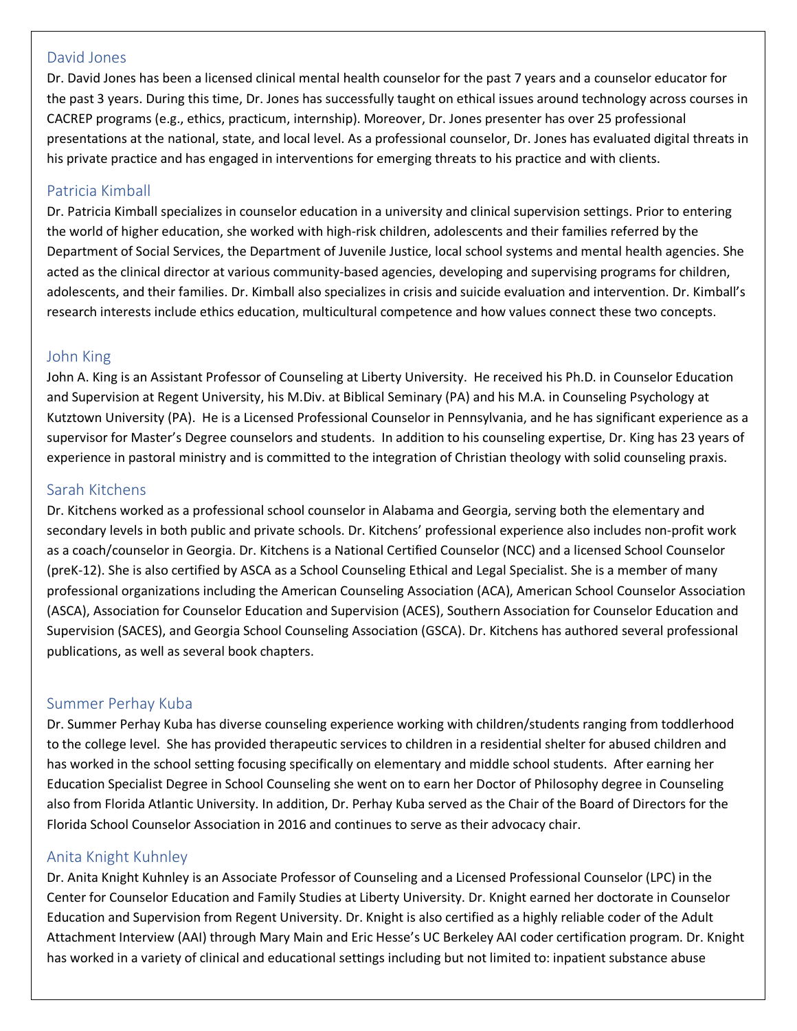## David Jones

Dr. David Jones has been a licensed clinical mental health counselor for the past 7 years and a counselor educator for the past 3 years. During this time, Dr. Jones has successfully taught on ethical issues around technology across courses in CACREP programs (e.g., ethics, practicum, internship). Moreover, Dr. Jones presenter has over 25 professional presentations at the national, state, and local level. As a professional counselor, Dr. Jones has evaluated digital threats in his private practice and has engaged in interventions for emerging threats to his practice and with clients.

## Patricia Kimball

Dr. Patricia Kimball specializes in counselor education in a university and clinical supervision settings. Prior to entering the world of higher education, she worked with high-risk children, adolescents and their families referred by the Department of Social Services, the Department of Juvenile Justice, local school systems and mental health agencies. She acted as the clinical director at various community-based agencies, developing and supervising programs for children, adolescents, and their families. Dr. Kimball also specializes in crisis and suicide evaluation and intervention. Dr. Kimball's research interests include ethics education, multicultural competence and how values connect these two concepts.

## John King

John A. King is an Assistant Professor of Counseling at Liberty University. He received his Ph.D. in Counselor Education and Supervision at Regent University, his M.Div. at Biblical Seminary (PA) and his M.A. in Counseling Psychology at Kutztown University (PA). He is a Licensed Professional Counselor in Pennsylvania, and he has significant experience as a supervisor for Master's Degree counselors and students. In addition to his counseling expertise, Dr. King has 23 years of experience in pastoral ministry and is committed to the integration of Christian theology with solid counseling praxis.

## Sarah Kitchens

Dr. Kitchens worked as a professional school counselor in Alabama and Georgia, serving both the elementary and secondary levels in both public and private schools. Dr. Kitchens' professional experience also includes non-profit work as a coach/counselor in Georgia. Dr. Kitchens is a National Certified Counselor (NCC) and a licensed School Counselor (preK-12). She is also certified by ASCA as a School Counseling Ethical and Legal Specialist. She is a member of many professional organizations including the American Counseling Association (ACA), American School Counselor Association (ASCA), Association for Counselor Education and Supervision (ACES), Southern Association for Counselor Education and Supervision (SACES), and Georgia School Counseling Association (GSCA). Dr. Kitchens has authored several professional publications, as well as several book chapters.

## Summer Perhay Kuba

Dr. Summer Perhay Kuba has diverse counseling experience working with children/students ranging from toddlerhood to the college level. She has provided therapeutic services to children in a residential shelter for abused children and has worked in the school setting focusing specifically on elementary and middle school students. After earning her Education Specialist Degree in School Counseling she went on to earn her Doctor of Philosophy degree in Counseling also from Florida Atlantic University. In addition, Dr. Perhay Kuba served as the Chair of the Board of Directors for the Florida School Counselor Association in 2016 and continues to serve as their advocacy chair.

## Anita Knight Kuhnley

Dr. Anita Knight Kuhnley is an Associate Professor of Counseling and a Licensed Professional Counselor (LPC) in the Center for Counselor Education and Family Studies at Liberty University. Dr. Knight earned her doctorate in Counselor Education and Supervision from Regent University. Dr. Knight is also certified as a highly reliable coder of the Adult Attachment Interview (AAI) through Mary Main and Eric Hesse's UC Berkeley AAI coder certification program. Dr. Knight has worked in a variety of clinical and educational settings including but not limited to: inpatient substance abuse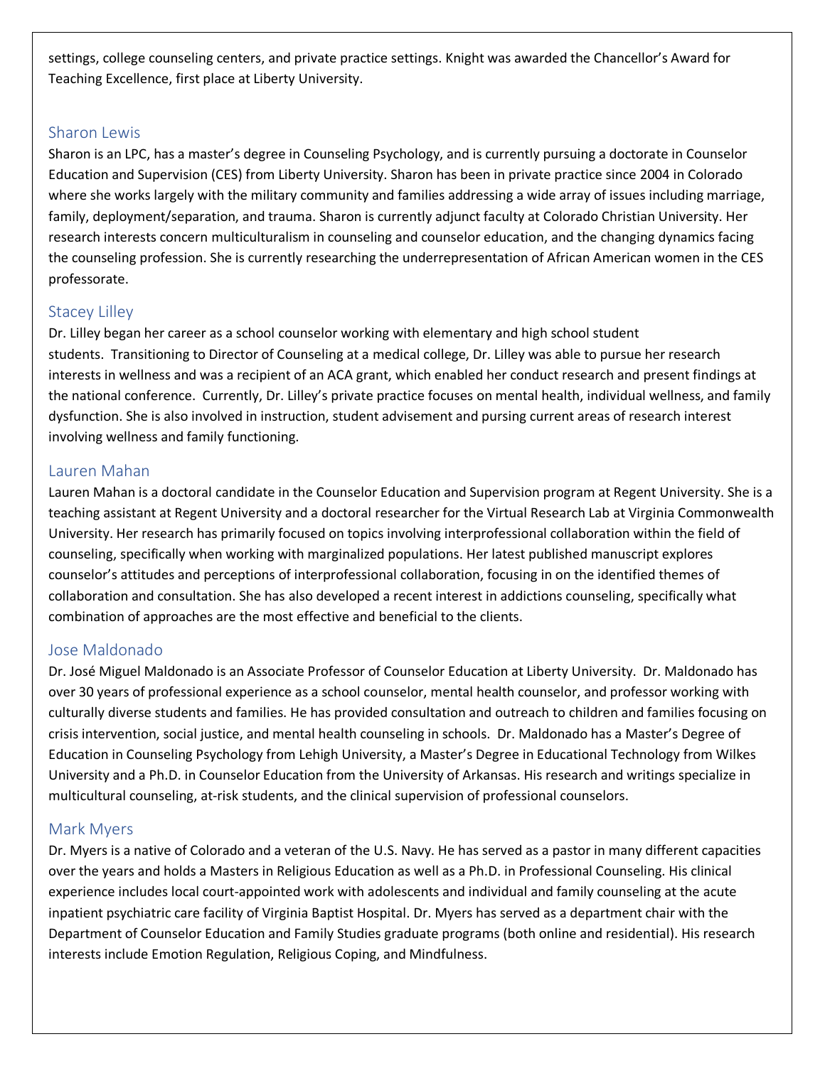settings, college counseling centers, and private practice settings. Knight was awarded the Chancellor's Award for Teaching Excellence, first place at Liberty University.

### Sharon Lewis

Sharon is an LPC, has a master's degree in Counseling Psychology, and is currently pursuing a doctorate in Counselor Education and Supervision (CES) from Liberty University. Sharon has been in private practice since 2004 in Colorado where she works largely with the military community and families addressing a wide array of issues including marriage, family, deployment/separation, and trauma. Sharon is currently adjunct faculty at Colorado Christian University. Her research interests concern multiculturalism in counseling and counselor education, and the changing dynamics facing the counseling profession. She is currently researching the underrepresentation of African American women in the CES professorate.

### Stacey Lilley

Dr. Lilley began her career as a school counselor working with elementary and high school student students. Transitioning to Director of Counseling at a medical college, Dr. Lilley was able to pursue her research interests in wellness and was a recipient of an ACA grant, which enabled her conduct research and present findings at the national conference. Currently, Dr. Lilley's private practice focuses on mental health, individual wellness, and family dysfunction. She is also involved in instruction, student advisement and pursing current areas of research interest involving wellness and family functioning.

### Lauren Mahan

Lauren Mahan is a doctoral candidate in the Counselor Education and Supervision program at Regent University. She is a teaching assistant at Regent University and a doctoral researcher for the Virtual Research Lab at Virginia Commonwealth University. Her research has primarily focused on topics involving interprofessional collaboration within the field of counseling, specifically when working with marginalized populations. Her latest published manuscript explores counselor's attitudes and perceptions of interprofessional collaboration, focusing in on the identified themes of collaboration and consultation. She has also developed a recent interest in addictions counseling, specifically what combination of approaches are the most effective and beneficial to the clients.

### Jose Maldonado

Dr. José Miguel Maldonado is an Associate Professor of Counselor Education at Liberty University. Dr. Maldonado has over 30 years of professional experience as a school counselor, mental health counselor, and professor working with culturally diverse students and families. He has provided consultation and outreach to children and families focusing on crisis intervention, social justice, and mental health counseling in schools. Dr. Maldonado has a Master's Degree of Education in Counseling Psychology from Lehigh University, a Master's Degree in Educational Technology from Wilkes University and a Ph.D. in Counselor Education from the University of Arkansas. His research and writings specialize in multicultural counseling, at-risk students, and the clinical supervision of professional counselors.

### Mark Myers

Dr. Myers is a native of Colorado and a veteran of the U.S. Navy. He has served as a pastor in many different capacities over the years and holds a Masters in Religious Education as well as a Ph.D. in Professional Counseling. His clinical experience includes local court-appointed work with adolescents and individual and family counseling at the acute inpatient psychiatric care facility of Virginia Baptist Hospital. Dr. Myers has served as a department chair with the Department of Counselor Education and Family Studies graduate programs (both online and residential). His research interests include Emotion Regulation, Religious Coping, and Mindfulness.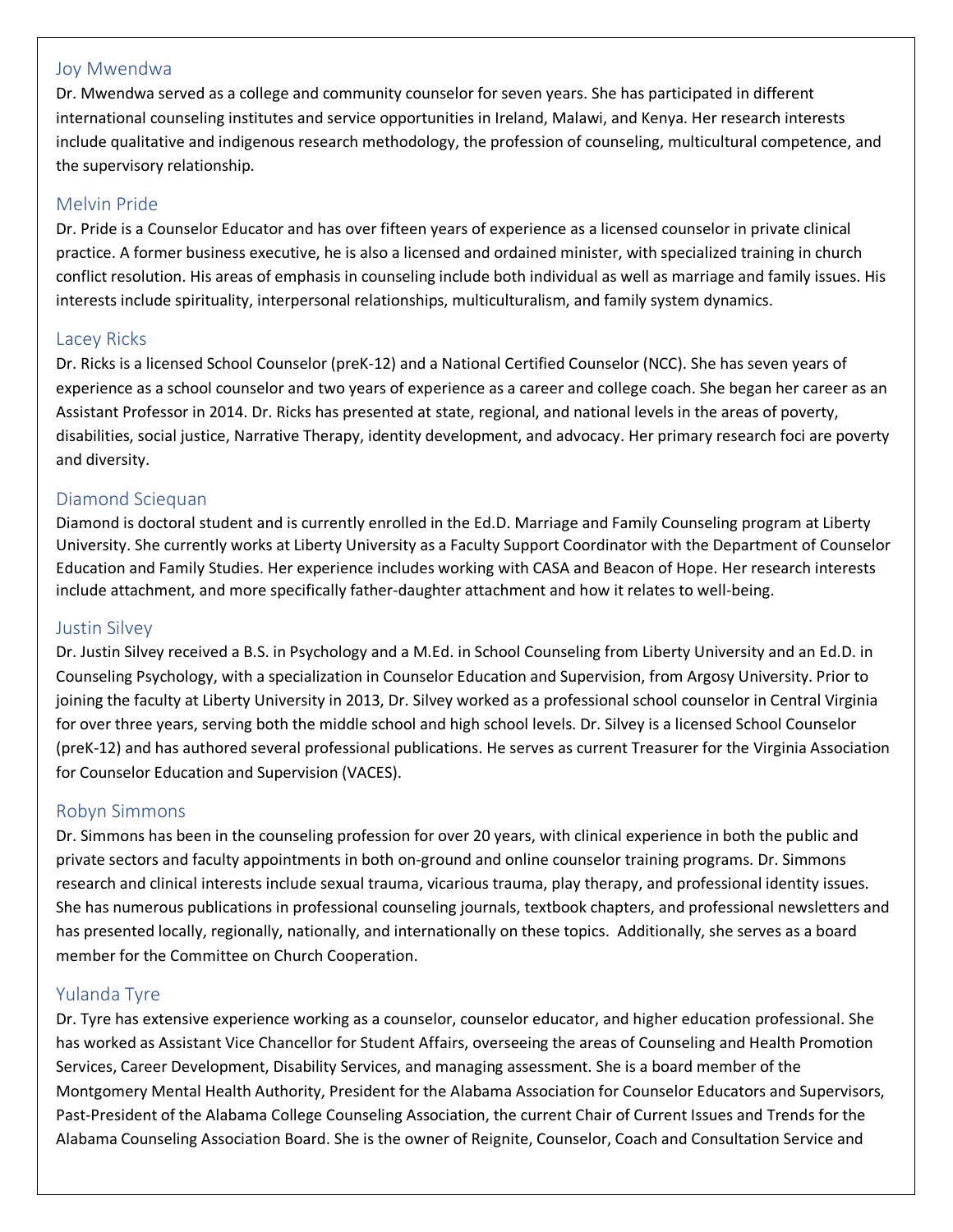### Joy Mwendwa

Dr. Mwendwa served as a college and community counselor for seven years. She has participated in different international counseling institutes and service opportunities in Ireland, Malawi, and Kenya. Her research interests include qualitative and indigenous research methodology, the profession of counseling, multicultural competence, and the supervisory relationship.

### Melvin Pride

Dr. Pride is a Counselor Educator and has over fifteen years of experience as a licensed counselor in private clinical practice. A former business executive, he is also a licensed and ordained minister, with specialized training in church conflict resolution. His areas of emphasis in counseling include both individual as well as marriage and family issues. His interests include spirituality, interpersonal relationships, multiculturalism, and family system dynamics.

### Lacey Ricks

Dr. Ricks is a licensed School Counselor (preK-12) and a National Certified Counselor (NCC). She has seven years of experience as a school counselor and two years of experience as a career and college coach. She began her career as an Assistant Professor in 2014. Dr. Ricks has presented at state, regional, and national levels in the areas of poverty, disabilities, social justice, Narrative Therapy, identity development, and advocacy. Her primary research foci are poverty and diversity.

### Diamond Sciequan

Diamond is doctoral student and is currently enrolled in the Ed.D. Marriage and Family Counseling program at Liberty University. She currently works at Liberty University as a Faculty Support Coordinator with the Department of Counselor Education and Family Studies. Her experience includes working with CASA and Beacon of Hope. Her research interests include attachment, and more specifically father-daughter attachment and how it relates to well-being.

### Justin Silvey

Dr. Justin Silvey received a B.S. in Psychology and a M.Ed. in School Counseling from Liberty University and an Ed.D. in Counseling Psychology, with a specialization in Counselor Education and Supervision, from Argosy University. Prior to joining the faculty at Liberty University in 2013, Dr. Silvey worked as a professional school counselor in Central Virginia for over three years, serving both the middle school and high school levels. Dr. Silvey is a licensed School Counselor (preK-12) and has authored several professional publications. He serves as current Treasurer for the Virginia Association for Counselor Education and Supervision (VACES).

### Robyn Simmons

Dr. Simmons has been in the counseling profession for over 20 years, with clinical experience in both the public and private sectors and faculty appointments in both on-ground and online counselor training programs. Dr. Simmons research and clinical interests include sexual trauma, vicarious trauma, play therapy, and professional identity issues. She has numerous publications in professional counseling journals, textbook chapters, and professional newsletters and has presented locally, regionally, nationally, and internationally on these topics. Additionally, she serves as a board member for the Committee on Church Cooperation.

### Yulanda Tyre

Dr. Tyre has extensive experience working as a counselor, counselor educator, and higher education professional. She has worked as Assistant Vice Chancellor for Student Affairs, overseeing the areas of Counseling and Health Promotion Services, Career Development, Disability Services, and managing assessment. She is a board member of the Montgomery Mental Health Authority, President for the Alabama Association for Counselor Educators and Supervisors, Past-President of the Alabama College Counseling Association, the current Chair of Current Issues and Trends for the Alabama Counseling Association Board. She is the owner of Reignite, Counselor, Coach and Consultation Service and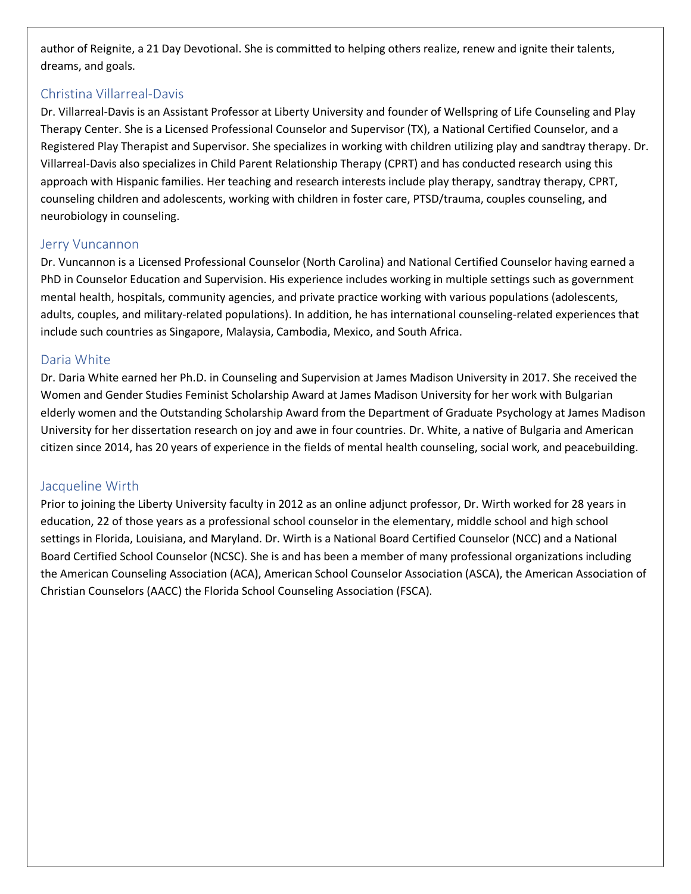author of Reignite, a 21 Day Devotional. She is committed to helping others realize, renew and ignite their talents, dreams, and goals.

## Christina Villarreal-Davis

Dr. Villarreal-Davis is an Assistant Professor at Liberty University and founder of Wellspring of Life Counseling and Play Therapy Center. She is a Licensed Professional Counselor and Supervisor (TX), a National Certified Counselor, and a Registered Play Therapist and Supervisor. She specializes in working with children utilizing play and sandtray therapy. Dr. Villarreal-Davis also specializes in Child Parent Relationship Therapy (CPRT) and has conducted research using this approach with Hispanic families. Her teaching and research interests include play therapy, sandtray therapy, CPRT, counseling children and adolescents, working with children in foster care, PTSD/trauma, couples counseling, and neurobiology in counseling.

## Jerry Vuncannon

Dr. Vuncannon is a Licensed Professional Counselor (North Carolina) and National Certified Counselor having earned a PhD in Counselor Education and Supervision. His experience includes working in multiple settings such as government mental health, hospitals, community agencies, and private practice working with various populations (adolescents, adults, couples, and military-related populations). In addition, he has international counseling-related experiences that include such countries as Singapore, Malaysia, Cambodia, Mexico, and South Africa.

## Daria White

Dr. Daria White earned her Ph.D. in Counseling and Supervision at James Madison University in 2017. She received the Women and Gender Studies Feminist Scholarship Award at James Madison University for her work with Bulgarian elderly women and the Outstanding Scholarship Award from the Department of Graduate Psychology at James Madison University for her dissertation research on joy and awe in four countries. Dr. White, a native of Bulgaria and American citizen since 2014, has 20 years of experience in the fields of mental health counseling, social work, and peacebuilding.

## Jacqueline Wirth

Prior to joining the Liberty University faculty in 2012 as an online adjunct professor, Dr. Wirth worked for 28 years in education, 22 of those years as a professional school counselor in the elementary, middle school and high school settings in Florida, Louisiana, and Maryland. Dr. Wirth is a National Board Certified Counselor (NCC) and a National Board Certified School Counselor (NCSC). She is and has been a member of many professional organizations including the American Counseling Association (ACA), American School Counselor Association (ASCA), the American Association of Christian Counselors (AACC) the Florida School Counseling Association (FSCA).